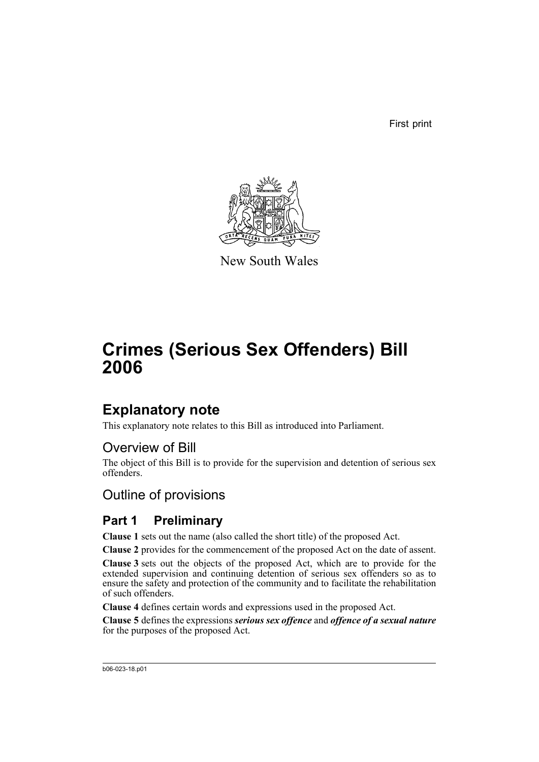First print

New South Wales

# Crimes (Serious Sex Offenders) Bill 2006

## Explanatory note

This explanatory note relates to this Bill as introduced into Parliament.

### Overview of Bill

The object of this Bill is to provide for the supervision and detention of serious sex offenders.

### Outline of provisions

## Part 1 Preliminary

**Clause 1** sets out the name (also called the short title) of the proposed Act.

**Clause 2** provides for the commencement of the proposed Act on the date of assent.

**Clause 3** sets out the objects of the proposed Act, which are to provide for the extended supervision and continuing detention of serious sex offenders so as to ensure the safety and protection of the community and to facilitate the rehabilitation of such offenders.

**Clause 4** defines certain words and expressions used in the proposed Act.

**Clause 5** defines the expressions ***serious sex offence*** and ***offence of a sexual nature*** for the purposes of the proposed Act.

b06-023-18.p01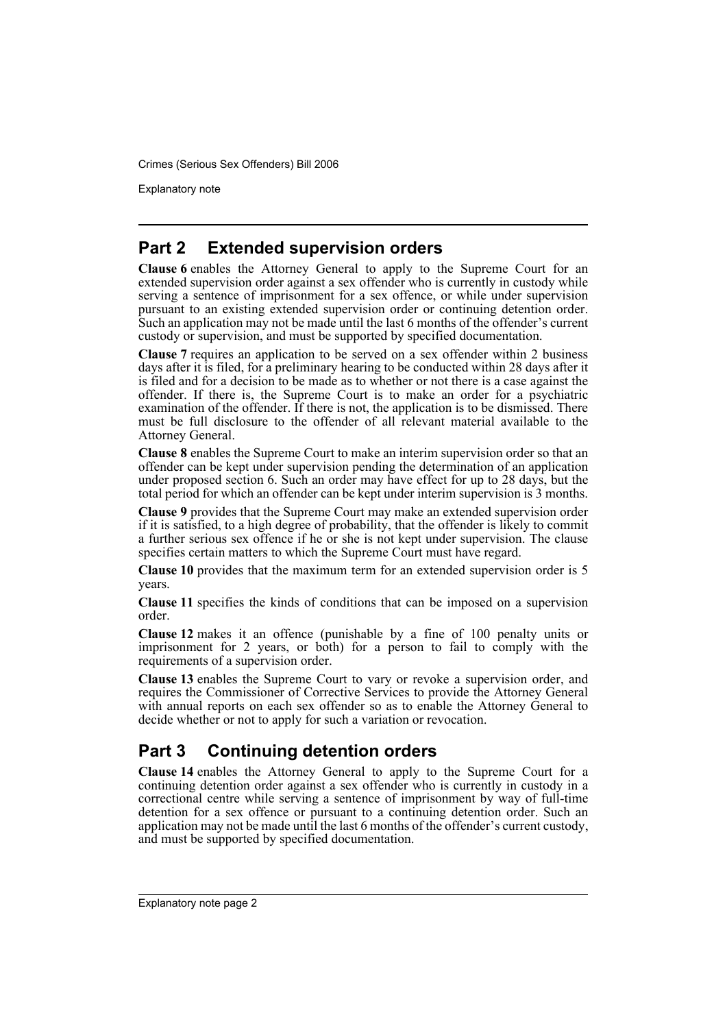## Part 2 Extended supervision orders

**Clause 6** enables the Attorney General to apply to the Supreme Court for an extended supervision order against a sex offender who is currently in custody while serving a sentence of imprisonment for a sex offence, or while under supervision pursuant to an existing extended supervision order or continuing detention order. Such an application may not be made until the last 6 months of the offender's current custody or supervision, and must be supported by specified documentation.

**Clause 7** requires an application to be served on a sex offender within 2 business days after it is filed, for a preliminary hearing to be conducted within 28 days after it is filed and for a decision to be made as to whether or not there is a case against the offender. If there is, the Supreme Court is to make an order for a psychiatric examination of the offender. If there is not, the application is to be dismissed. There must be full disclosure to the offender of all relevant material available to the Attorney General.

**Clause 8** enables the Supreme Court to make an interim supervision order so that an offender can be kept under supervision pending the determination of an application under proposed section 6. Such an order may have effect for up to 28 days, but the total period for which an offender can be kept under interim supervision is 3 months.

**Clause 9** provides that the Supreme Court may make an extended supervision order if it is satisfied, to a high degree of probability, that the offender is likely to commit a further serious sex offence if he or she is not kept under supervision. The clause specifies certain matters to which the Supreme Court must have regard.

**Clause 10** provides that the maximum term for an extended supervision order is 5 years.

**Clause 11** specifies the kinds of conditions that can be imposed on a supervision order.

**Clause 12** makes it an offence (punishable by a fine of 100 penalty units or imprisonment for 2 years, or both) for a person to fail to comply with the requirements of a supervision order.

**Clause 13** enables the Supreme Court to vary or revoke a supervision order, and requires the Commissioner of Corrective Services to provide the Attorney General with annual reports on each sex offender so as to enable the Attorney General to decide whether or not to apply for such a variation or revocation.

## Part 3 Continuing detention orders

**Clause 14** enables the Attorney General to apply to the Supreme Court for a continuing detention order against a sex offender who is currently in custody in a correctional centre while serving a sentence of imprisonment by way of full-time detention for a sex offence or pursuant to a continuing detention order. Such an application may not be made until the last 6 months of the offender's current custody, and must be supported by specified documentation.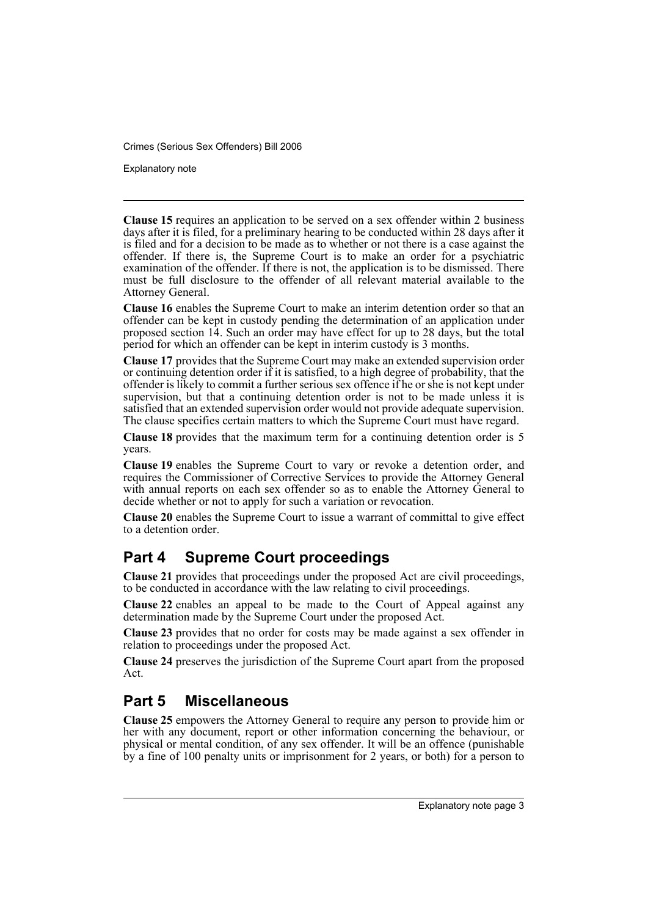**Clause 15** requires an application to be served on a sex offender within 2 business days after it is filed, for a preliminary hearing to be conducted within 28 days after it is filed and for a decision to be made as to whether or not there is a case against the offender. If there is, the Supreme Court is to make an order for a psychiatric examination of the offender. If there is not, the application is to be dismissed. There must be full disclosure to the offender of all relevant material available to the Attorney General.

**Clause 16** enables the Supreme Court to make an interim detention order so that an offender can be kept in custody pending the determination of an application under proposed section 14. Such an order may have effect for up to 28 days, but the total period for which an offender can be kept in interim custody is 3 months.

**Clause 17** provides that the Supreme Court may make an extended supervision order or continuing detention order if it is satisfied, to a high degree of probability, that the offender is likely to commit a further serious sex offence if he or she is not kept under supervision, but that a continuing detention order is not to be made unless it is satisfied that an extended supervision order would not provide adequate supervision. The clause specifies certain matters to which the Supreme Court must have regard.

**Clause 18** provides that the maximum term for a continuing detention order is 5 years.

**Clause 19** enables the Supreme Court to vary or revoke a detention order, and requires the Commissioner of Corrective Services to provide the Attorney General with annual reports on each sex offender so as to enable the Attorney General to decide whether or not to apply for such a variation or revocation.

**Clause 20** enables the Supreme Court to issue a warrant of committal to give effect to a detention order.

## Part 4 Supreme Court proceedings

**Clause 21** provides that proceedings under the proposed Act are civil proceedings, to be conducted in accordance with the law relating to civil proceedings.

**Clause 22** enables an appeal to be made to the Court of Appeal against any determination made by the Supreme Court under the proposed Act.

**Clause 23** provides that no order for costs may be made against a sex offender in relation to proceedings under the proposed Act.

**Clause 24** preserves the jurisdiction of the Supreme Court apart from the proposed Act.

## Part 5 Miscellaneous

**Clause 25** empowers the Attorney General to require any person to provide him or her with any document, report or other information concerning the behaviour, or physical or mental condition, of any sex offender. It will be an offence (punishable by a fine of 100 penalty units or imprisonment for 2 years, or both) for a person to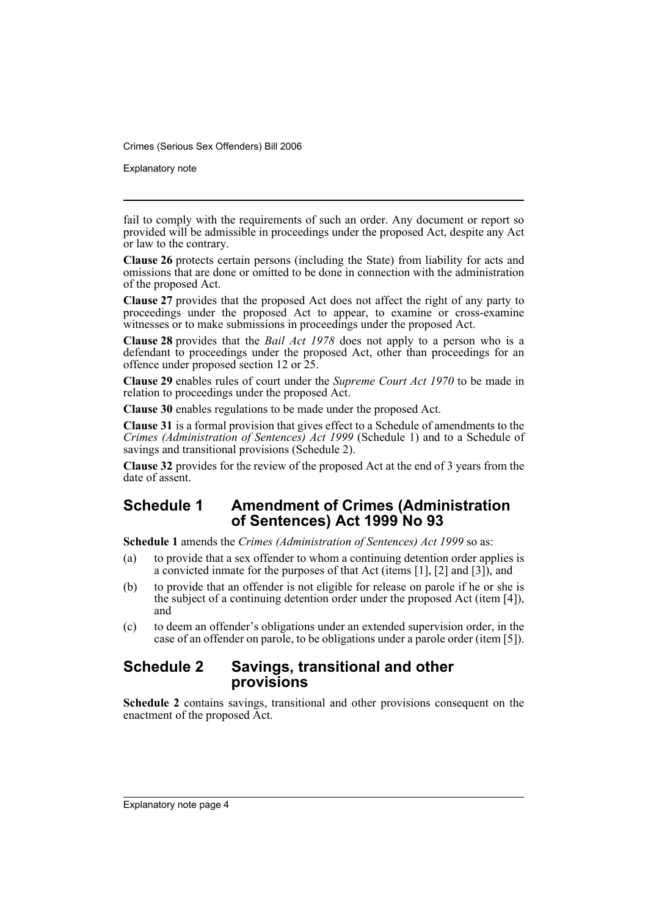fail to comply with the requirements of such an order. Any document or report so provided will be admissible in proceedings under the proposed Act, despite any Act or law to the contrary.

**Clause 26** protects certain persons (including the State) from liability for acts and omissions that are done or omitted to be done in connection with the administration of the proposed Act.

**Clause 27** provides that the proposed Act does not affect the right of any party to proceedings under the proposed Act to appear, to examine or cross-examine witnesses or to make submissions in proceedings under the proposed Act.

**Clause 28** provides that the *Bail Act 1978* does not apply to a person who is a defendant to proceedings under the proposed Act, other than proceedings for an offence under proposed section 12 or 25.

**Clause 29** enables rules of court under the *Supreme Court Act 1970* to be made in relation to proceedings under the proposed Act.

**Clause 30** enables regulations to be made under the proposed Act.

**Clause 31** is a formal provision that gives effect to a Schedule of amendments to the *Crimes (Administration of Sentences) Act 1999* (Schedule 1) and to a Schedule of savings and transitional provisions (Schedule 2).

**Clause 32** provides for the review of the proposed Act at the end of 3 years from the date of assent.

## Schedule 1 Amendment of Crimes (Administration of Sentences) Act 1999 No 93

**Schedule 1** amends the *Crimes (Administration of Sentences) Act 1999* so as:

(a) to provide that a sex offender to whom a continuing detention order applies is a convicted inmate for the purposes of that Act (items [1], [2] and [3]), and

(b) to provide that an offender is not eligible for release on parole if he or she is the subject of a continuing detention order under the proposed Act (item [4]), and

(c) to deem an offender's obligations under an extended supervision order, in the case of an offender on parole, to be obligations under a parole order (item [5]).

## Schedule 2 Savings, transitional and other provisions

**Schedule 2** contains savings, transitional and other provisions consequent on the enactment of the proposed Act.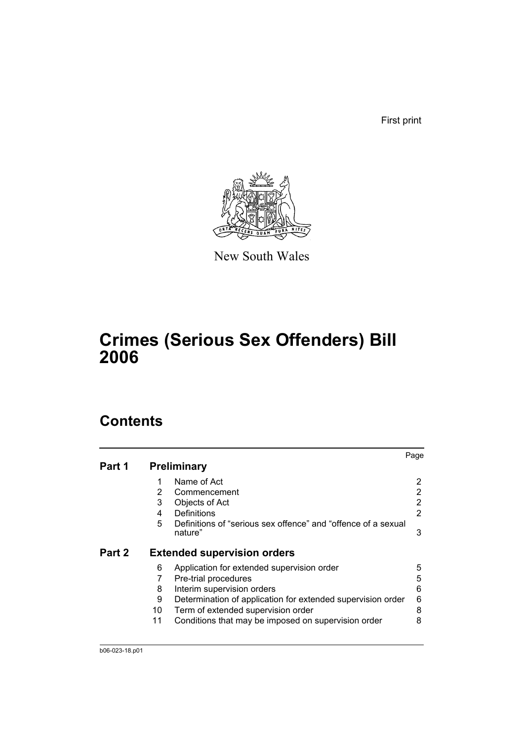First print

New South Wales

# Crimes (Serious Sex Offenders) Bill 2006

## Contents

| | | | Page |
|---|---|---|---|
| **Part 1** | **Preliminary** | | |
| | 1 | Name of Act | 2 |
| | 2 | Commencement | 2 |
| | 3 | Objects of Act | 2 |
| | 4 | Definitions | 2 |
| | 5 | Definitions of "serious sex offence" and "offence of a sexual nature" | 3 |
| **Part 2** | **Extended supervision orders** | | |
| | 6 | Application for extended supervision order | 5 |
| | 7 | Pre-trial procedures | 5 |
| | 8 | Interim supervision orders | 6 |
| | 9 | Determination of application for extended supervision order | 6 |
| | 10 | Term of extended supervision order | 8 |
| | 11 | Conditions that may be imposed on supervision order | 8 |

b06-023-18.p01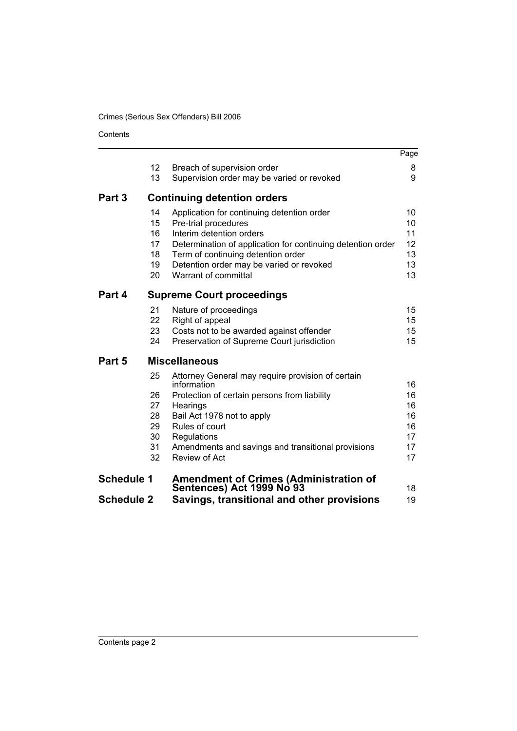| | | | Page |
|---|---|---|---|
| | 12 | Breach of supervision order | 8 |
| | 13 | Supervision order may be varied or revoked | 9 |
| **Part 3** | | **Continuing detention orders** | |
| | 14 | Application for continuing detention order | 10 |
| | 15 | Pre-trial procedures | 10 |
| | 16 | Interim detention orders | 11 |
| | 17 | Determination of application for continuing detention order | 12 |
| | 18 | Term of continuing detention order | 13 |
| | 19 | Detention order may be varied or revoked | 13 |
| | 20 | Warrant of committal | 13 |
| **Part 4** | | **Supreme Court proceedings** | |
| | 21 | Nature of proceedings | 15 |
| | 22 | Right of appeal | 15 |
| | 23 | Costs not to be awarded against offender | 15 |
| | 24 | Preservation of Supreme Court jurisdiction | 15 |
| **Part 5** | | **Miscellaneous** | |
| | 25 | Attorney General may require provision of certain information | 16 |
| | 26 | Protection of certain persons from liability | 16 |
| | 27 | Hearings | 16 |
| | 28 | Bail Act 1978 not to apply | 16 |
| | 29 | Rules of court | 16 |
| | 30 | Regulations | 17 |
| | 31 | Amendments and savings and transitional provisions | 17 |
| | 32 | Review of Act | 17 |
| **Schedule 1** | | **Amendment of Crimes (Administration of Sentences) Act 1999 No 93** | 18 |
| **Schedule 2** | | **Savings, transitional and other provisions** | 19 |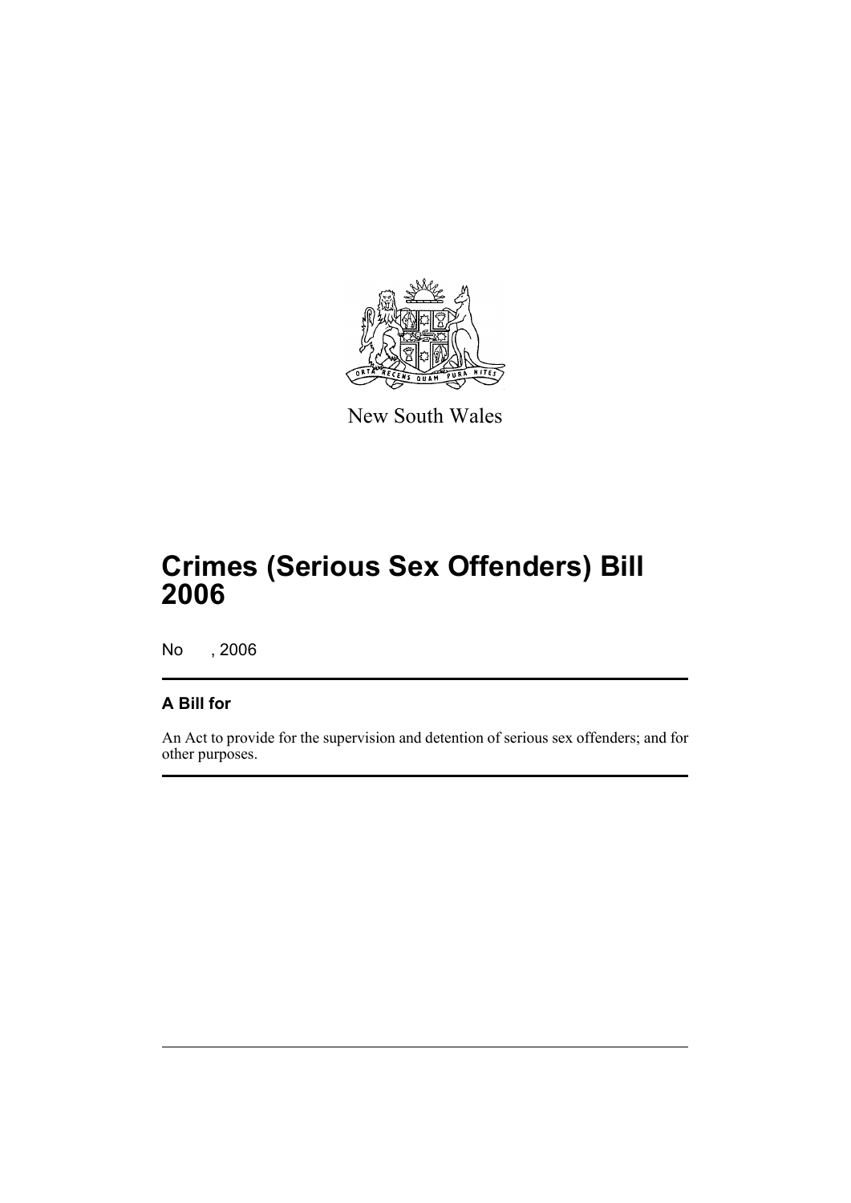New South Wales

# Crimes (Serious Sex Offenders) Bill 2006

No , 2006

## A Bill for

An Act to provide for the supervision and detention of serious sex offenders; and for other purposes.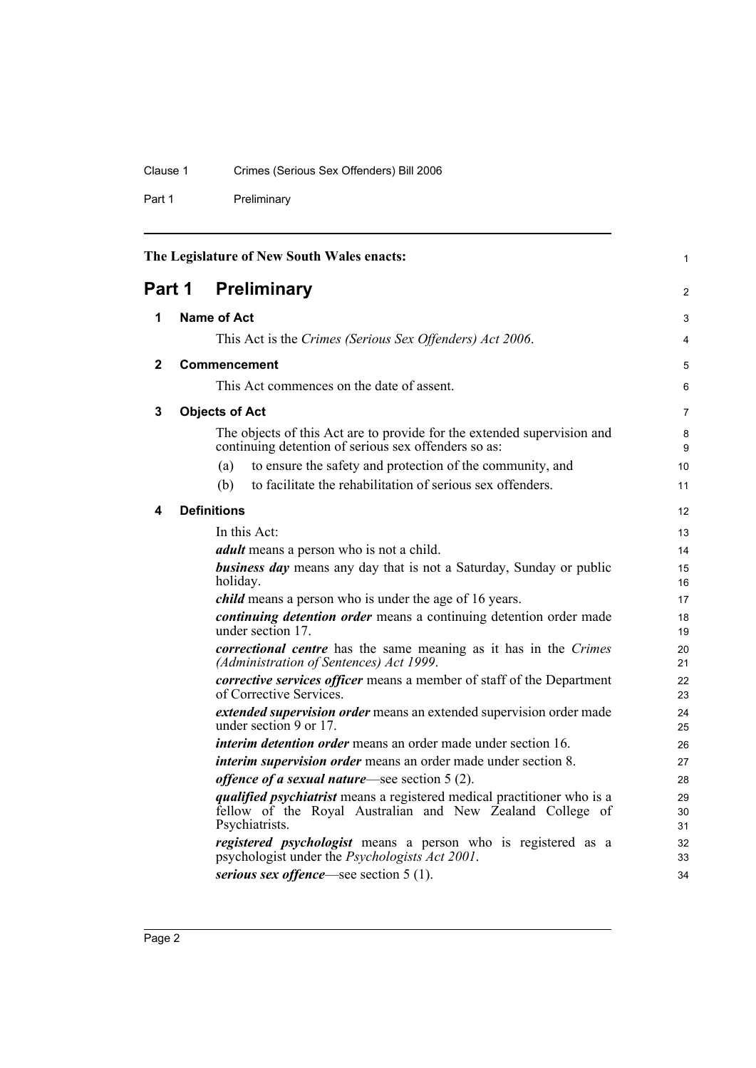The Legislature of New South Wales enacts:

# Part 1 Preliminary

## 1 Name of Act

This Act is the *Crimes (Serious Sex Offenders) Act 2006*.

## 2 Commencement

This Act commences on the date of assent.

## 3 Objects of Act

The objects of this Act are to provide for the extended supervision and continuing detention of serious sex offenders so as:

(a) to ensure the safety and protection of the community, and

(b) to facilitate the rehabilitation of serious sex offenders.

## 4 Definitions

In this Act:

***adult*** means a person who is not a child.

***business day*** means any day that is not a Saturday, Sunday or public holiday.

***child*** means a person who is under the age of 16 years.

***continuing detention order*** means a continuing detention order made under section 17.

***correctional centre*** has the same meaning as it has in the *Crimes (Administration of Sentences) Act 1999*.

***corrective services officer*** means a member of staff of the Department of Corrective Services.

***extended supervision order*** means an extended supervision order made under section 9 or 17.

***interim detention order*** means an order made under section 16.

***interim supervision order*** means an order made under section 8.

***offence of a sexual nature***—see section 5 (2).

***qualified psychiatrist*** means a registered medical practitioner who is a fellow of the Royal Australian and New Zealand College of Psychiatrists.

***registered psychologist*** means a person who is registered as a psychologist under the *Psychologists Act 2001*.

***serious sex offence***—see section 5 (1).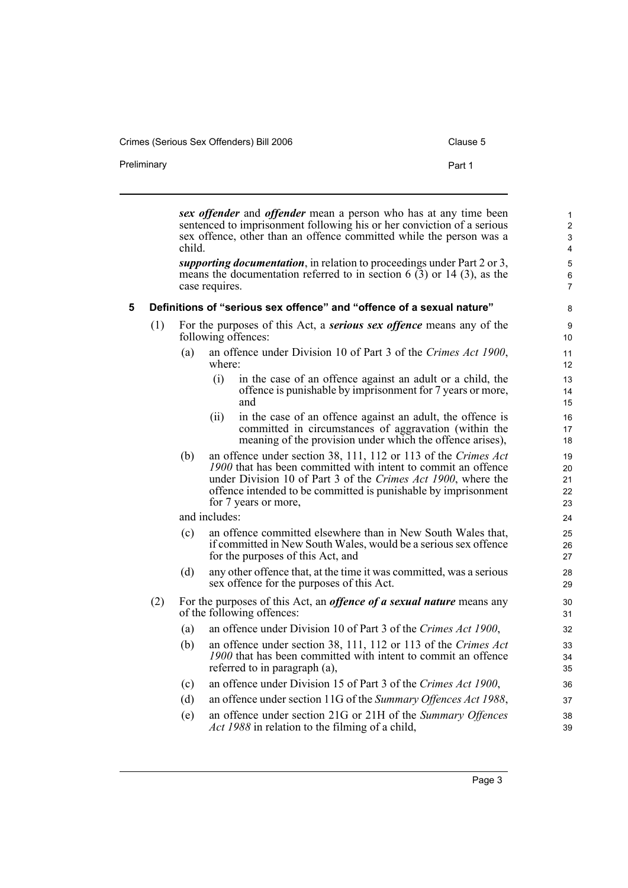***sex offender*** and ***offender*** mean a person who has at any time been sentenced to imprisonment following his or her conviction of a serious sex offence, other than an offence committed while the person was a child.

***supporting documentation***, in relation to proceedings under Part 2 or 3, means the documentation referred to in section 6 (3) or 14 (3), as the case requires.

### 5 Definitions of "serious sex offence" and "offence of a sexual nature"

(1) For the purposes of this Act, a ***serious sex offence*** means any of the following offences:

- (a) an offence under Division 10 of Part 3 of the *Crimes Act 1900*, where:
  - (i) in the case of an offence against an adult or a child, the offence is punishable by imprisonment for 7 years or more, and
  - (ii) in the case of an offence against an adult, the offence is committed in circumstances of aggravation (within the meaning of the provision under which the offence arises),
- (b) an offence under section 38, 111, 112 or 113 of the *Crimes Act 1900* that has been committed with intent to commit an offence under Division 10 of Part 3 of the *Crimes Act 1900*, where the offence intended to be committed is punishable by imprisonment for 7 years or more,

and includes:

- (c) an offence committed elsewhere than in New South Wales that, if committed in New South Wales, would be a serious sex offence for the purposes of this Act, and
- (d) any other offence that, at the time it was committed, was a serious sex offence for the purposes of this Act.

(2) For the purposes of this Act, an ***offence of a sexual nature*** means any of the following offences:

- (a) an offence under Division 10 of Part 3 of the *Crimes Act 1900*,
- (b) an offence under section 38, 111, 112 or 113 of the *Crimes Act 1900* that has been committed with intent to commit an offence referred to in paragraph (a),
- (c) an offence under Division 15 of Part 3 of the *Crimes Act 1900*,
- (d) an offence under section 11G of the *Summary Offences Act 1988*,
- (e) an offence under section 21G or 21H of the *Summary Offences Act 1988* in relation to the filming of a child,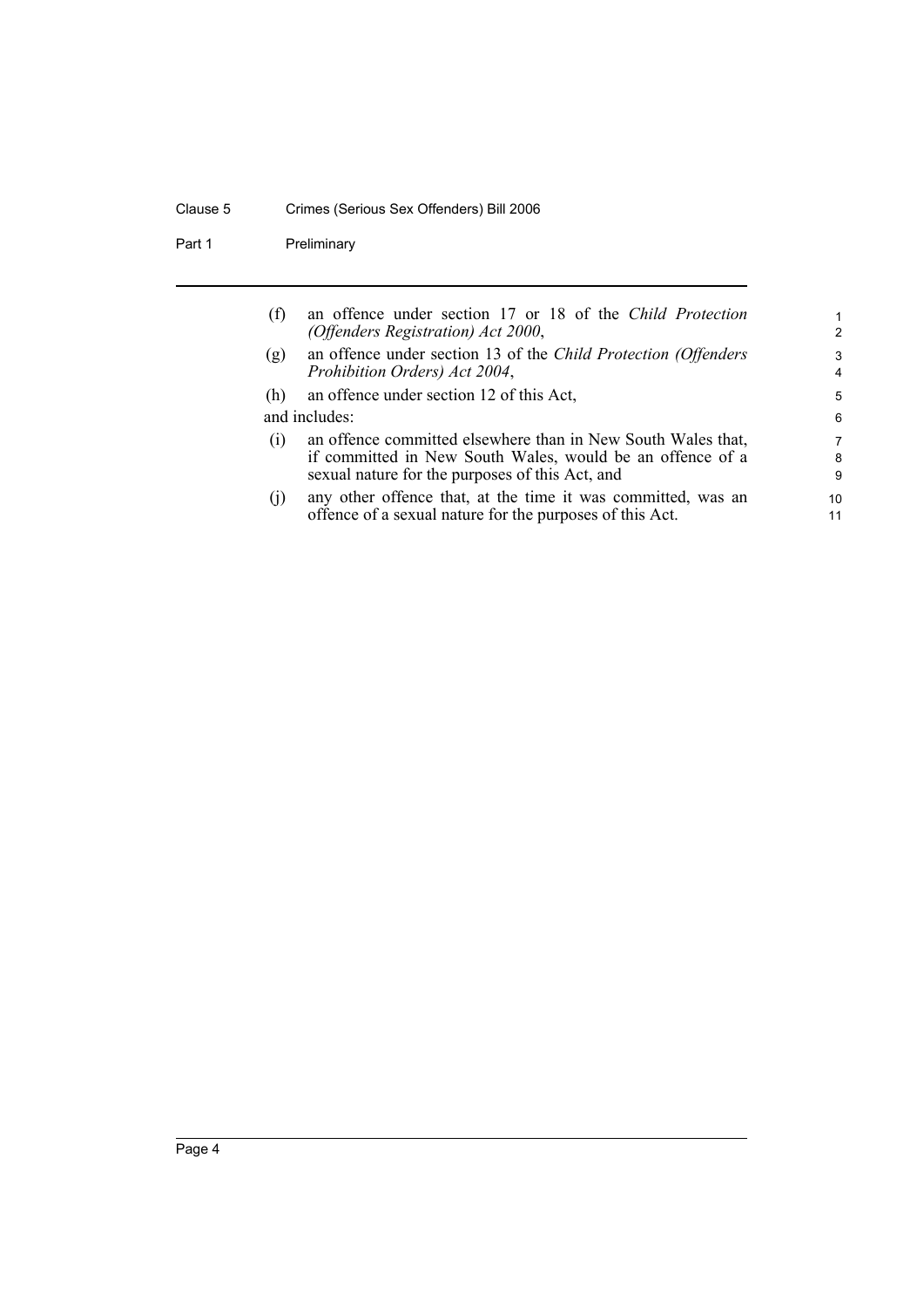(f) an offence under section 17 or 18 of the *Child Protection (Offenders Registration) Act 2000*,

(g) an offence under section 13 of the *Child Protection (Offenders Prohibition Orders) Act 2004*,

(h) an offence under section 12 of this Act,

and includes:

(i) an offence committed elsewhere than in New South Wales that, if committed in New South Wales, would be an offence of a sexual nature for the purposes of this Act, and

(j) any other offence that, at the time it was committed, was an offence of a sexual nature for the purposes of this Act.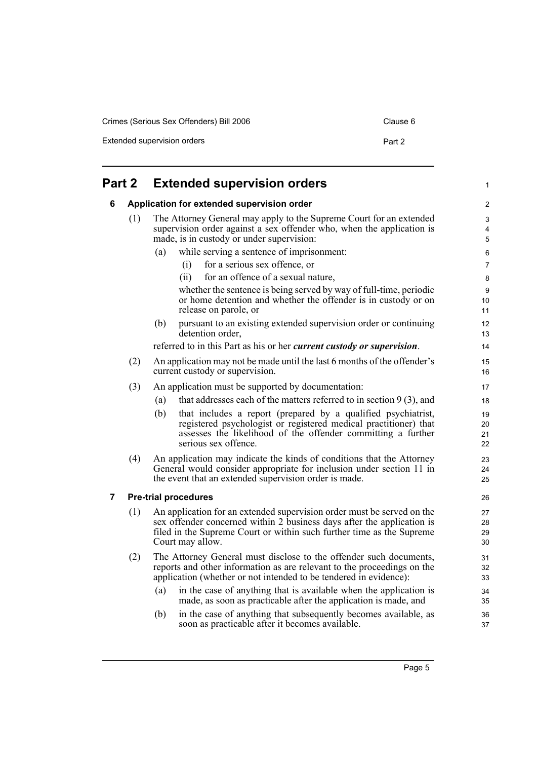# Part 2 Extended supervision orders

## 6 Application for extended supervision order

(1) The Attorney General may apply to the Supreme Court for an extended supervision order against a sex offender who, when the application is made, is in custody or under supervision:

- (a) while serving a sentence of imprisonment:
  - (i) for a serious sex offence, or
  - (ii) for an offence of a sexual nature,

  whether the sentence is being served by way of full-time, periodic or home detention and whether the offender is in custody or on release on parole, or

- (b) pursuant to an existing extended supervision order or continuing detention order,

referred to in this Part as his or her ***current custody or supervision***.

(2) An application may not be made until the last 6 months of the offender's current custody or supervision.

(3) An application must be supported by documentation:

- (a) that addresses each of the matters referred to in section 9 (3), and
- (b) that includes a report (prepared by a qualified psychiatrist, registered psychologist or registered medical practitioner) that assesses the likelihood of the offender committing a further serious sex offence.

(4) An application may indicate the kinds of conditions that the Attorney General would consider appropriate for inclusion under section 11 in the event that an extended supervision order is made.

## 7 Pre-trial procedures

(1) An application for an extended supervision order must be served on the sex offender concerned within 2 business days after the application is filed in the Supreme Court or within such further time as the Supreme Court may allow.

(2) The Attorney General must disclose to the offender such documents, reports and other information as are relevant to the proceedings on the application (whether or not intended to be tendered in evidence):

- (a) in the case of anything that is available when the application is made, as soon as practicable after the application is made, and
- (b) in the case of anything that subsequently becomes available, as soon as practicable after it becomes available.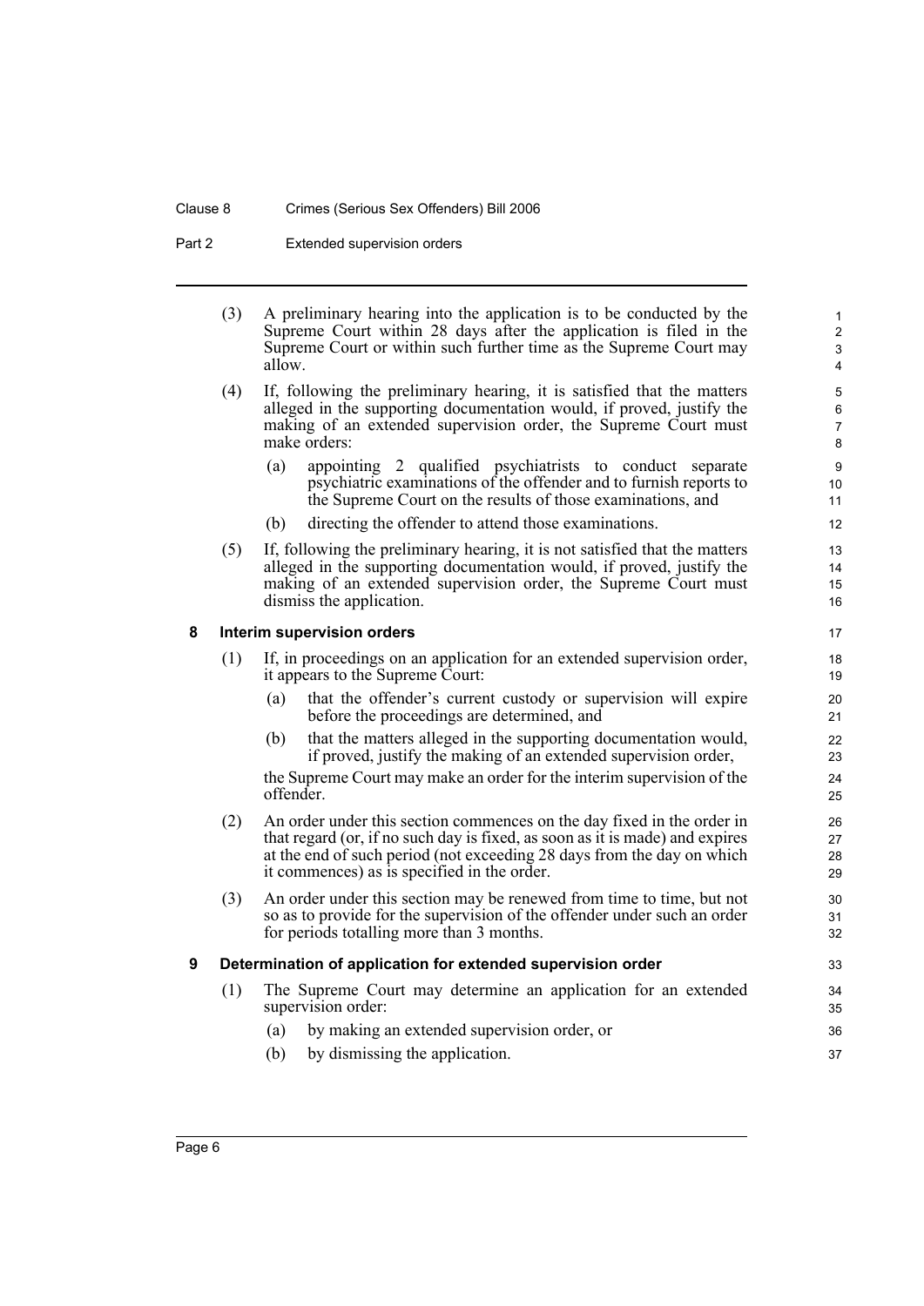(3) A preliminary hearing into the application is to be conducted by the Supreme Court within 28 days after the application is filed in the Supreme Court or within such further time as the Supreme Court may allow.

(4) If, following the preliminary hearing, it is satisfied that the matters alleged in the supporting documentation would, if proved, justify the making of an extended supervision order, the Supreme Court must make orders:

- (a) appointing 2 qualified psychiatrists to conduct separate psychiatric examinations of the offender and to furnish reports to the Supreme Court on the results of those examinations, and
- (b) directing the offender to attend those examinations.

(5) If, following the preliminary hearing, it is not satisfied that the matters alleged in the supporting documentation would, if proved, justify the making of an extended supervision order, the Supreme Court must dismiss the application.

## 8 Interim supervision orders

(1) If, in proceedings on an application for an extended supervision order, it appears to the Supreme Court:

- (a) that the offender's current custody or supervision will expire before the proceedings are determined, and
- (b) that the matters alleged in the supporting documentation would, if proved, justify the making of an extended supervision order,

the Supreme Court may make an order for the interim supervision of the offender.

(2) An order under this section commences on the day fixed in the order in that regard (or, if no such day is fixed, as soon as it is made) and expires at the end of such period (not exceeding 28 days from the day on which it commences) as is specified in the order.

(3) An order under this section may be renewed from time to time, but not so as to provide for the supervision of the offender under such an order for periods totalling more than 3 months.

## 9 Determination of application for extended supervision order

(1) The Supreme Court may determine an application for an extended supervision order:

- (a) by making an extended supervision order, or
- (b) by dismissing the application.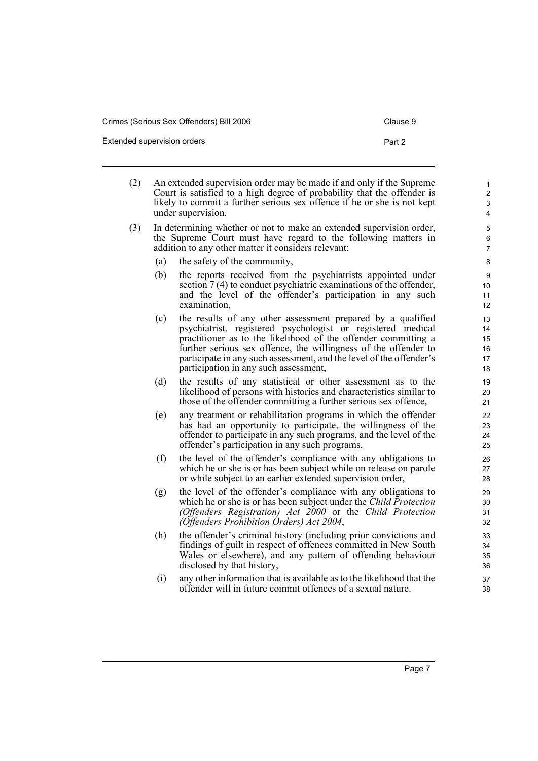(2) An extended supervision order may be made if and only if the Supreme Court is satisfied to a high degree of probability that the offender is likely to commit a further serious sex offence if he or she is not kept under supervision.

(3) In determining whether or not to make an extended supervision order, the Supreme Court must have regard to the following matters in addition to any other matter it considers relevant:

(a) the safety of the community,

(b) the reports received from the psychiatrists appointed under section 7 (4) to conduct psychiatric examinations of the offender, and the level of the offender's participation in any such examination,

(c) the results of any other assessment prepared by a qualified psychiatrist, registered psychologist or registered medical practitioner as to the likelihood of the offender committing a further serious sex offence, the willingness of the offender to participate in any such assessment, and the level of the offender's participation in any such assessment,

(d) the results of any statistical or other assessment as to the likelihood of persons with histories and characteristics similar to those of the offender committing a further serious sex offence,

(e) any treatment or rehabilitation programs in which the offender has had an opportunity to participate, the willingness of the offender to participate in any such programs, and the level of the offender's participation in any such programs,

(f) the level of the offender's compliance with any obligations to which he or she is or has been subject while on release on parole or while subject to an earlier extended supervision order,

(g) the level of the offender's compliance with any obligations to which he or she is or has been subject under the *Child Protection (Offenders Registration) Act 2000* or the *Child Protection (Offenders Prohibition Orders) Act 2004*,

(h) the offender's criminal history (including prior convictions and findings of guilt in respect of offences committed in New South Wales or elsewhere), and any pattern of offending behaviour disclosed by that history,

(i) any other information that is available as to the likelihood that the offender will in future commit offences of a sexual nature.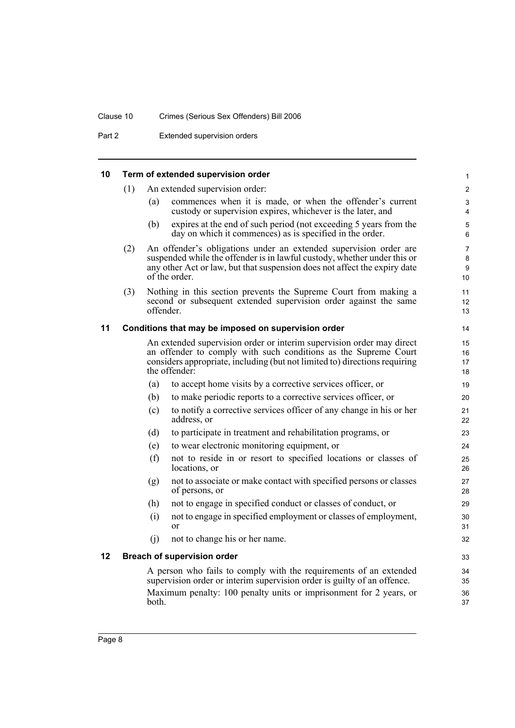## 10 Term of extended supervision order

(1) An extended supervision order:

- (a) commences when it is made, or when the offender's current custody or supervision expires, whichever is the later, and
- (b) expires at the end of such period (not exceeding 5 years from the day on which it commences) as is specified in the order.

(2) An offender's obligations under an extended supervision order are suspended while the offender is in lawful custody, whether under this or any other Act or law, but that suspension does not affect the expiry date of the order.

(3) Nothing in this section prevents the Supreme Court from making a second or subsequent extended supervision order against the same offender.

## 11 Conditions that may be imposed on supervision order

An extended supervision order or interim supervision order may direct an offender to comply with such conditions as the Supreme Court considers appropriate, including (but not limited to) directions requiring the offender:

- (a) to accept home visits by a corrective services officer, or
- (b) to make periodic reports to a corrective services officer, or
- (c) to notify a corrective services officer of any change in his or her address, or
- (d) to participate in treatment and rehabilitation programs, or
- (e) to wear electronic monitoring equipment, or
- (f) not to reside in or resort to specified locations or classes of locations, or
- (g) not to associate or make contact with specified persons or classes of persons, or
- (h) not to engage in specified conduct or classes of conduct, or
- (i) not to engage in specified employment or classes of employment, or
- (j) not to change his or her name.

## 12 Breach of supervision order

A person who fails to comply with the requirements of an extended supervision order or interim supervision order is guilty of an offence.

Maximum penalty: 100 penalty units or imprisonment for 2 years, or both.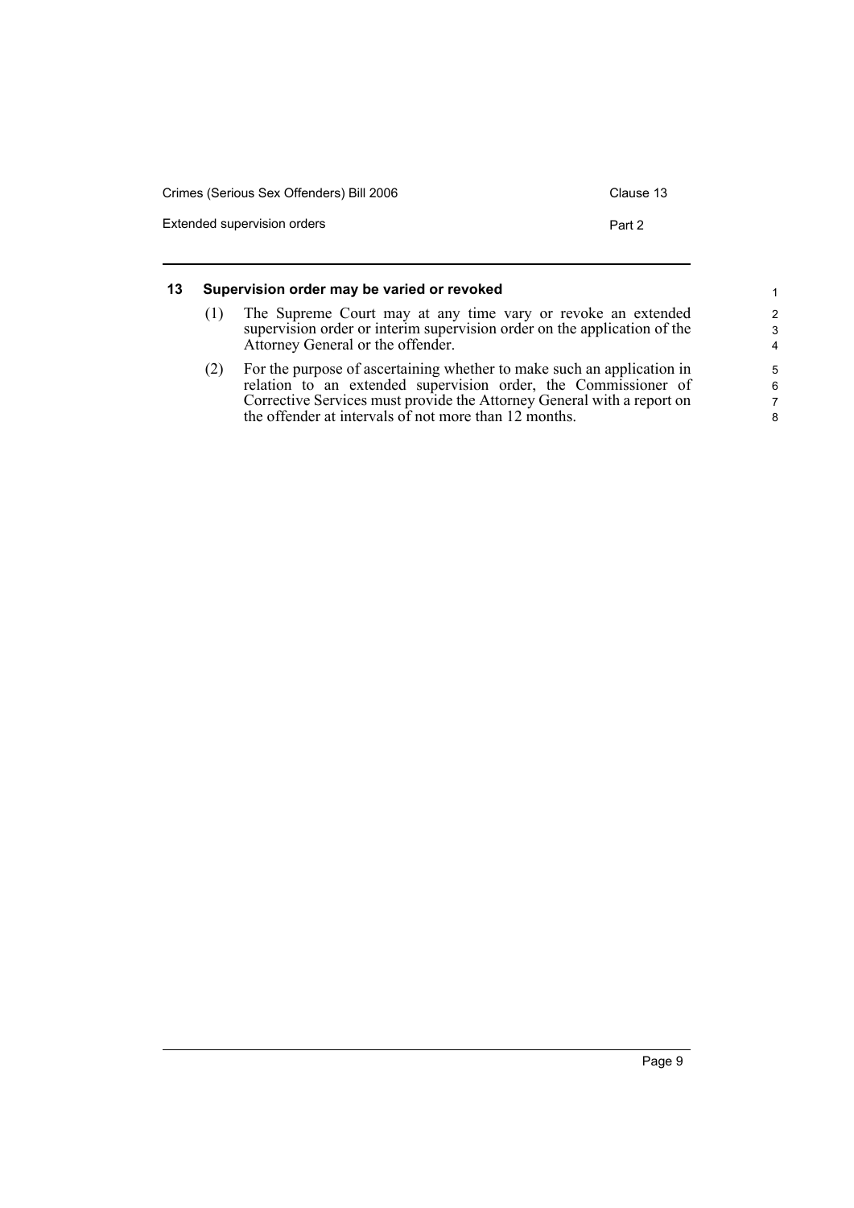## 13 Supervision order may be varied or revoked

(1) The Supreme Court may at any time vary or revoke an extended supervision order or interim supervision order on the application of the Attorney General or the offender.

(2) For the purpose of ascertaining whether to make such an application in relation to an extended supervision order, the Commissioner of Corrective Services must provide the Attorney General with a report on the offender at intervals of not more than 12 months.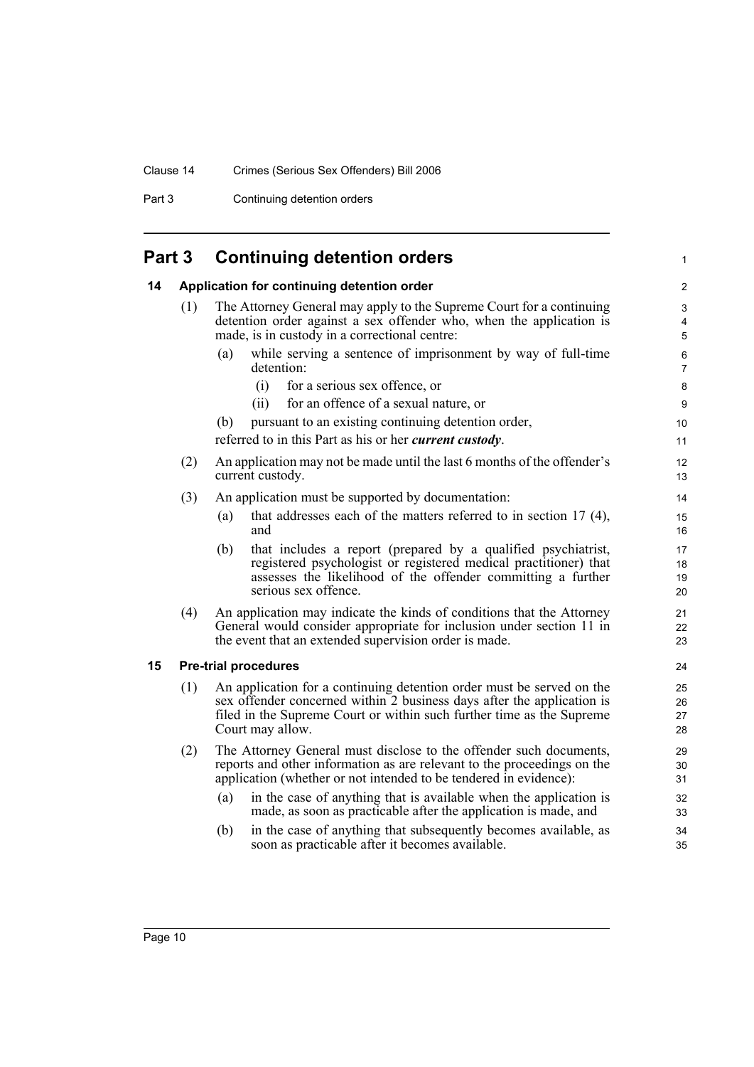## Part 3 Continuing detention orders

### 14 Application for continuing detention order

(1) The Attorney General may apply to the Supreme Court for a continuing detention order against a sex offender who, when the application is made, is in custody in a correctional centre:

(a) while serving a sentence of imprisonment by way of full-time detention:

(i) for a serious sex offence, or

(ii) for an offence of a sexual nature, or

(b) pursuant to an existing continuing detention order,

referred to in this Part as his or her ***current custody***.

(2) An application may not be made until the last 6 months of the offender's current custody.

(3) An application must be supported by documentation:

(a) that addresses each of the matters referred to in section 17 (4), and

(b) that includes a report (prepared by a qualified psychiatrist, registered psychologist or registered medical practitioner) that assesses the likelihood of the offender committing a further serious sex offence.

(4) An application may indicate the kinds of conditions that the Attorney General would consider appropriate for inclusion under section 11 in the event that an extended supervision order is made.

### 15 Pre-trial procedures

(1) An application for a continuing detention order must be served on the sex offender concerned within 2 business days after the application is filed in the Supreme Court or within such further time as the Supreme Court may allow.

(2) The Attorney General must disclose to the offender such documents, reports and other information as are relevant to the proceedings on the application (whether or not intended to be tendered in evidence):

(a) in the case of anything that is available when the application is made, as soon as practicable after the application is made, and

(b) in the case of anything that subsequently becomes available, as soon as practicable after it becomes available.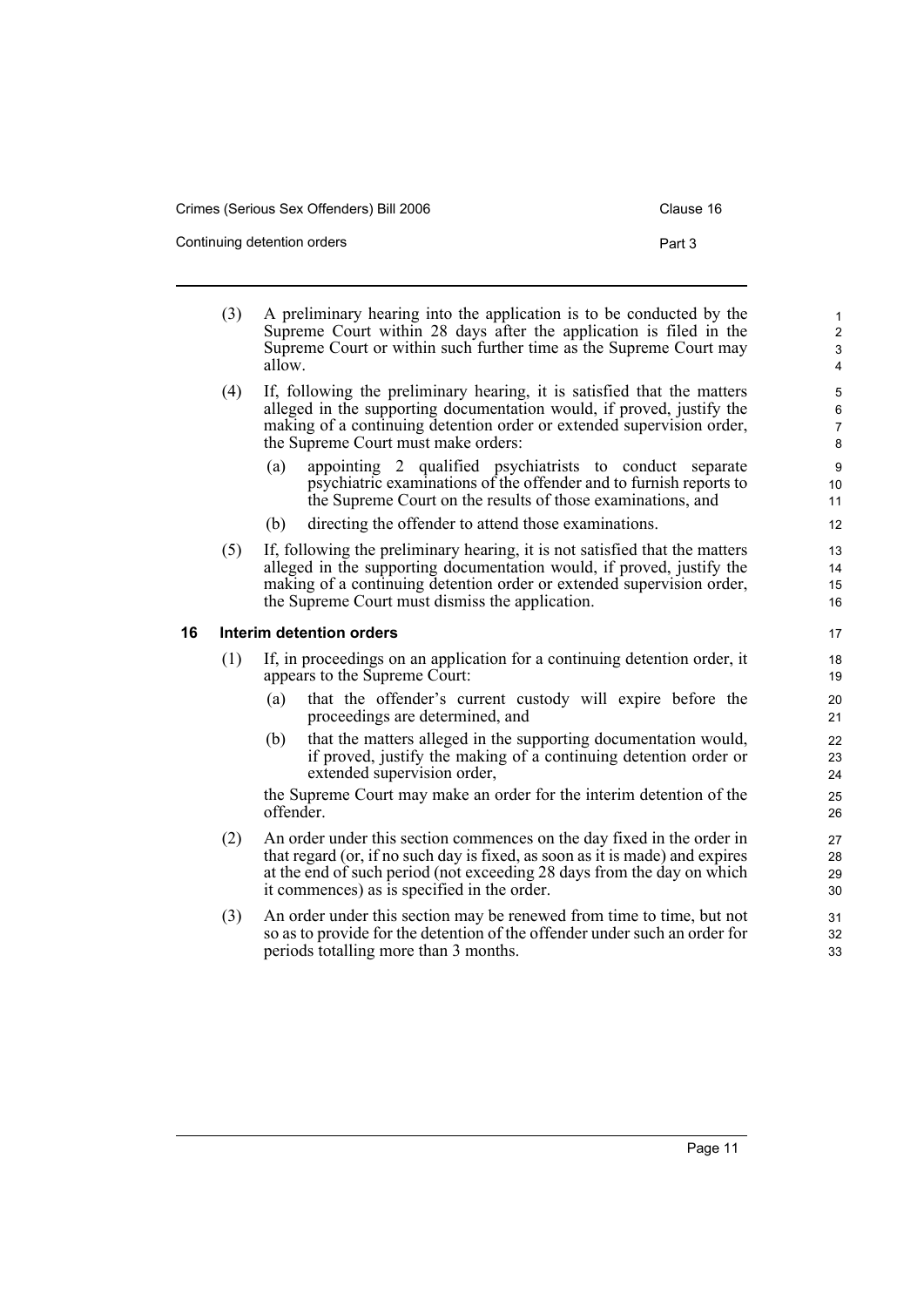(3) A preliminary hearing into the application is to be conducted by the Supreme Court within 28 days after the application is filed in the Supreme Court or within such further time as the Supreme Court may allow.

(4) If, following the preliminary hearing, it is satisfied that the matters alleged in the supporting documentation would, if proved, justify the making of a continuing detention order or extended supervision order, the Supreme Court must make orders:

   (a) appointing 2 qualified psychiatrists to conduct separate psychiatric examinations of the offender and to furnish reports to the Supreme Court on the results of those examinations, and

   (b) directing the offender to attend those examinations.

(5) If, following the preliminary hearing, it is not satisfied that the matters alleged in the supporting documentation would, if proved, justify the making of a continuing detention order or extended supervision order, the Supreme Court must dismiss the application.

### 16 Interim detention orders

(1) If, in proceedings on an application for a continuing detention order, it appears to the Supreme Court:

   (a) that the offender's current custody will expire before the proceedings are determined, and

   (b) that the matters alleged in the supporting documentation would, if proved, justify the making of a continuing detention order or extended supervision order,

   the Supreme Court may make an order for the interim detention of the offender.

(2) An order under this section commences on the day fixed in the order in that regard (or, if no such day is fixed, as soon as it is made) and expires at the end of such period (not exceeding 28 days from the day on which it commences) as is specified in the order.

(3) An order under this section may be renewed from time to time, but not so as to provide for the detention of the offender under such an order for periods totalling more than 3 months.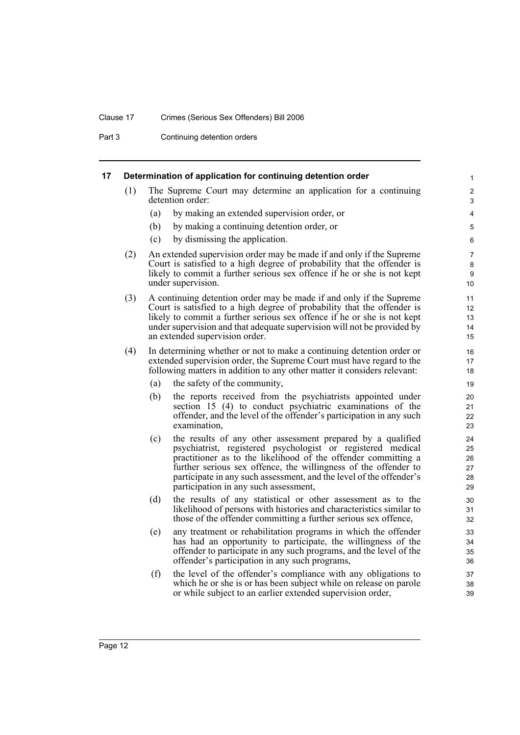## 17 Determination of application for continuing detention order

(1) The Supreme Court may determine an application for a continuing detention order:

- (a) by making an extended supervision order, or
- (b) by making a continuing detention order, or
- (c) by dismissing the application.

(2) An extended supervision order may be made if and only if the Supreme Court is satisfied to a high degree of probability that the offender is likely to commit a further serious sex offence if he or she is not kept under supervision.

(3) A continuing detention order may be made if and only if the Supreme Court is satisfied to a high degree of probability that the offender is likely to commit a further serious sex offence if he or she is not kept under supervision and that adequate supervision will not be provided by an extended supervision order.

(4) In determining whether or not to make a continuing detention order or extended supervision order, the Supreme Court must have regard to the following matters in addition to any other matter it considers relevant:

- (a) the safety of the community,
- (b) the reports received from the psychiatrists appointed under section 15 (4) to conduct psychiatric examinations of the offender, and the level of the offender's participation in any such examination,
- (c) the results of any other assessment prepared by a qualified psychiatrist, registered psychologist or registered medical practitioner as to the likelihood of the offender committing a further serious sex offence, the willingness of the offender to participate in any such assessment, and the level of the offender's participation in any such assessment,
- (d) the results of any statistical or other assessment as to the likelihood of persons with histories and characteristics similar to those of the offender committing a further serious sex offence,
- (e) any treatment or rehabilitation programs in which the offender has had an opportunity to participate, the willingness of the offender to participate in any such programs, and the level of the offender's participation in any such programs,
- (f) the level of the offender's compliance with any obligations to which he or she is or has been subject while on release on parole or while subject to an earlier extended supervision order,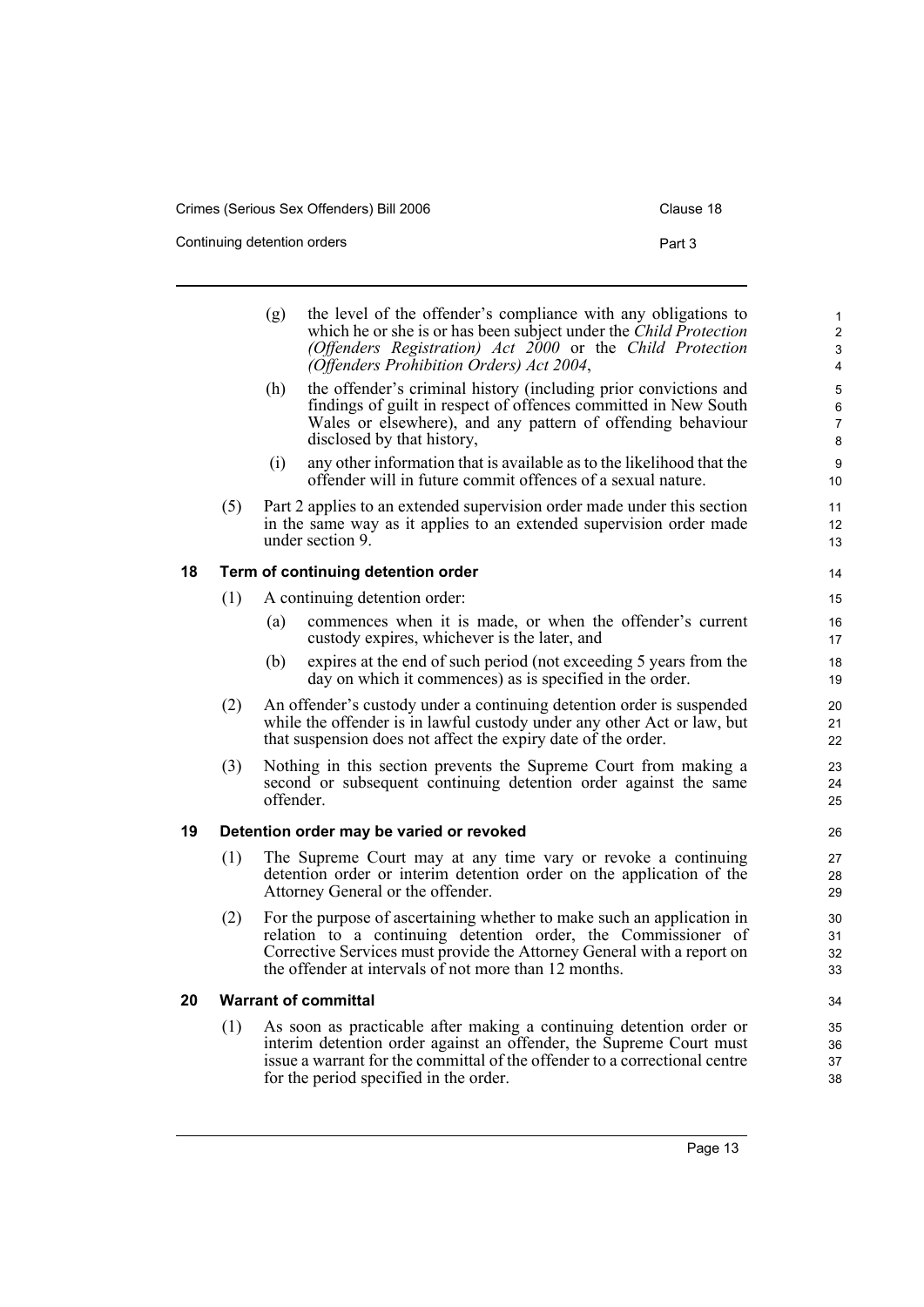(g) the level of the offender's compliance with any obligations to which he or she is or has been subject under the *Child Protection (Offenders Registration) Act 2000* or the *Child Protection (Offenders Prohibition Orders) Act 2004*,

(h) the offender's criminal history (including prior convictions and findings of guilt in respect of offences committed in New South Wales or elsewhere), and any pattern of offending behaviour disclosed by that history,

(i) any other information that is available as to the likelihood that the offender will in future commit offences of a sexual nature.

(5) Part 2 applies to an extended supervision order made under this section in the same way as it applies to an extended supervision order made under section 9.

## 18 Term of continuing detention order

(1) A continuing detention order:

(a) commences when it is made, or when the offender's current custody expires, whichever is the later, and

(b) expires at the end of such period (not exceeding 5 years from the day on which it commences) as is specified in the order.

(2) An offender's custody under a continuing detention order is suspended while the offender is in lawful custody under any other Act or law, but that suspension does not affect the expiry date of the order.

(3) Nothing in this section prevents the Supreme Court from making a second or subsequent continuing detention order against the same offender.

## 19 Detention order may be varied or revoked

(1) The Supreme Court may at any time vary or revoke a continuing detention order or interim detention order on the application of the Attorney General or the offender.

(2) For the purpose of ascertaining whether to make such an application in relation to a continuing detention order, the Commissioner of Corrective Services must provide the Attorney General with a report on the offender at intervals of not more than 12 months.

## 20 Warrant of committal

(1) As soon as practicable after making a continuing detention order or interim detention order against an offender, the Supreme Court must issue a warrant for the committal of the offender to a correctional centre for the period specified in the order.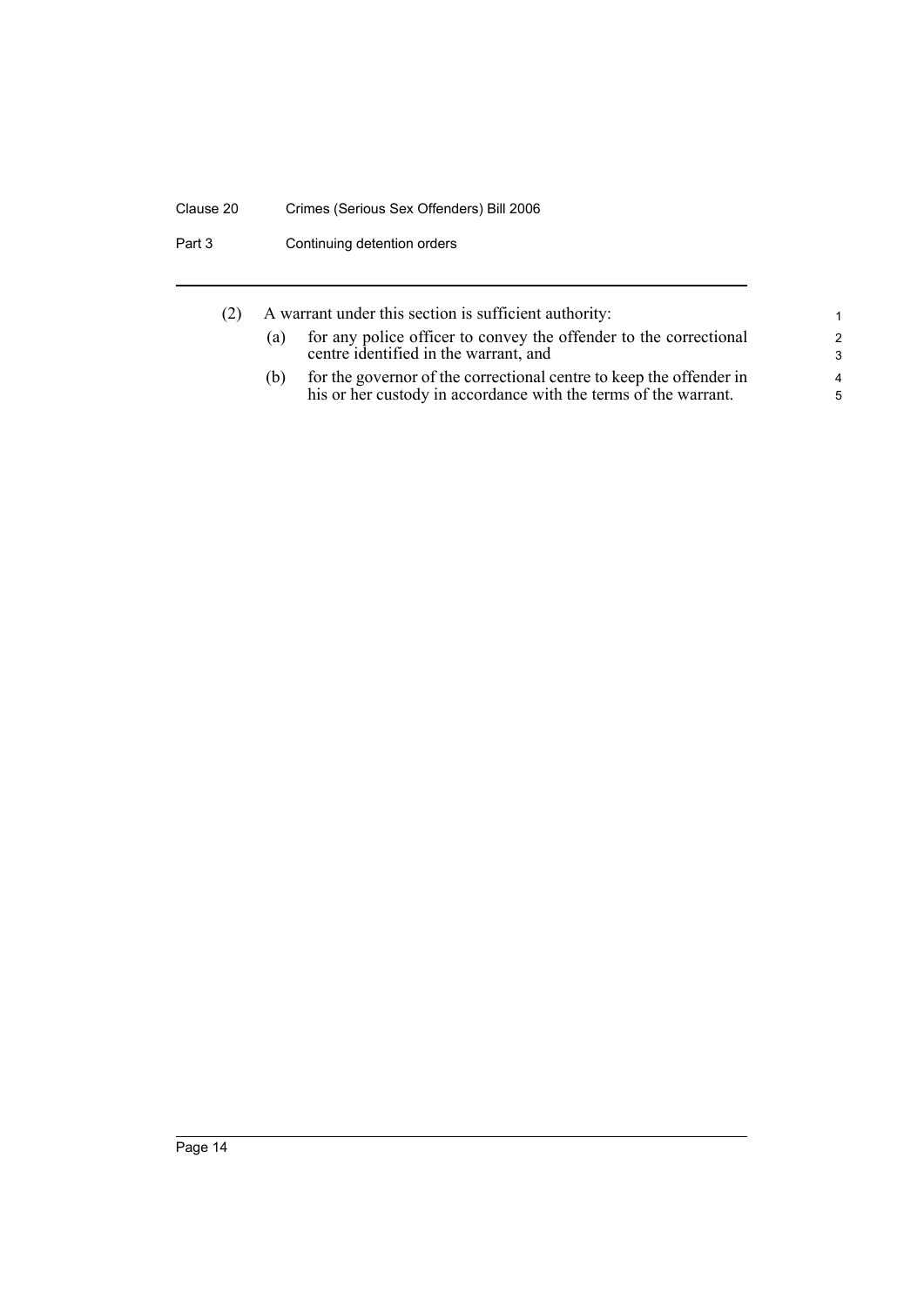(2) A warrant under this section is sufficient authority:

(a) for any police officer to convey the offender to the correctional centre identified in the warrant, and

(b) for the governor of the correctional centre to keep the offender in his or her custody in accordance with the terms of the warrant.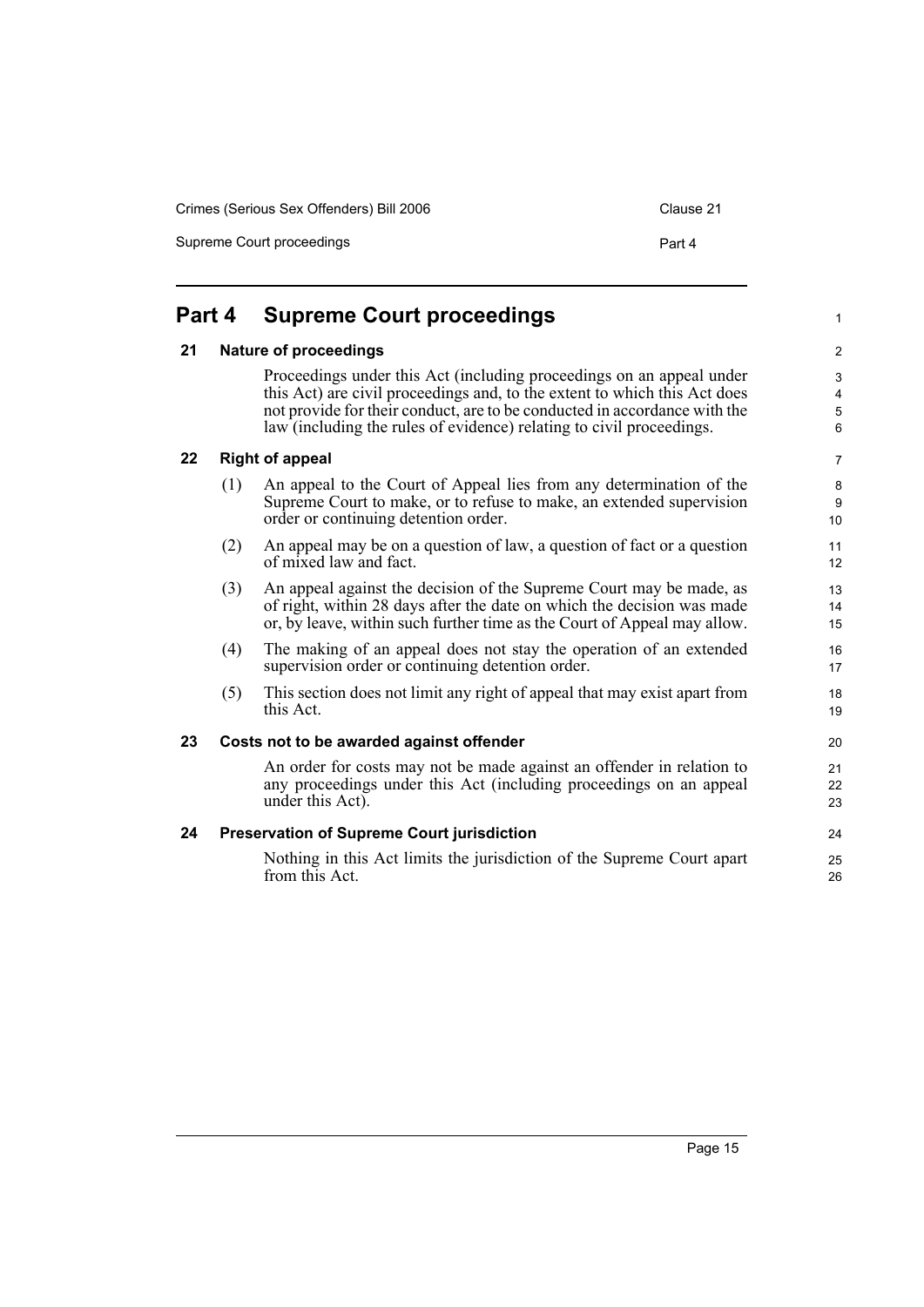# Part 4 Supreme Court proceedings

## 21 Nature of proceedings

Proceedings under this Act (including proceedings on an appeal under this Act) are civil proceedings and, to the extent to which this Act does not provide for their conduct, are to be conducted in accordance with the law (including the rules of evidence) relating to civil proceedings.

## 22 Right of appeal

(1) An appeal to the Court of Appeal lies from any determination of the Supreme Court to make, or to refuse to make, an extended supervision order or continuing detention order.

(2) An appeal may be on a question of law, a question of fact or a question of mixed law and fact.

(3) An appeal against the decision of the Supreme Court may be made, as of right, within 28 days after the date on which the decision was made or, by leave, within such further time as the Court of Appeal may allow.

(4) The making of an appeal does not stay the operation of an extended supervision order or continuing detention order.

(5) This section does not limit any right of appeal that may exist apart from this Act.

## 23 Costs not to be awarded against offender

An order for costs may not be made against an offender in relation to any proceedings under this Act (including proceedings on an appeal under this Act).

## 24 Preservation of Supreme Court jurisdiction

Nothing in this Act limits the jurisdiction of the Supreme Court apart from this Act.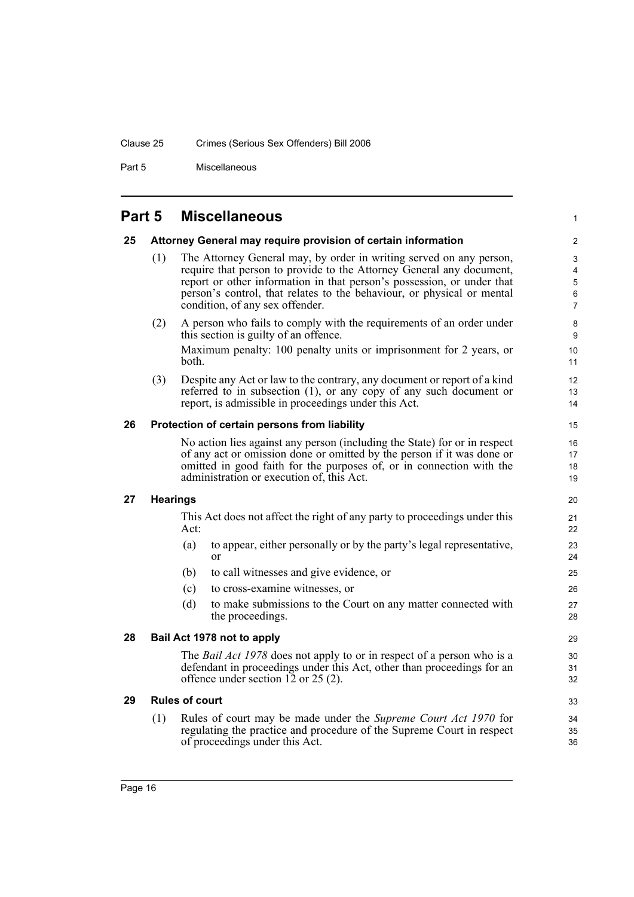# Part 5 Miscellaneous

## 25 Attorney General may require provision of certain information

(1) The Attorney General may, by order in writing served on any person, require that person to provide to the Attorney General any document, report or other information in that person's possession, or under that person's control, that relates to the behaviour, or physical or mental condition, of any sex offender.

(2) A person who fails to comply with the requirements of an order under this section is guilty of an offence.

Maximum penalty: 100 penalty units or imprisonment for 2 years, or both.

(3) Despite any Act or law to the contrary, any document or report of a kind referred to in subsection (1), or any copy of any such document or report, is admissible in proceedings under this Act.

## 26 Protection of certain persons from liability

No action lies against any person (including the State) for or in respect of any act or omission done or omitted by the person if it was done or omitted in good faith for the purposes of, or in connection with the administration or execution of, this Act.

## 27 Hearings

This Act does not affect the right of any party to proceedings under this Act:

(a) to appear, either personally or by the party's legal representative, or

(b) to call witnesses and give evidence, or

(c) to cross-examine witnesses, or

(d) to make submissions to the Court on any matter connected with the proceedings.

## 28 Bail Act 1978 not to apply

The *Bail Act 1978* does not apply to or in respect of a person who is a defendant in proceedings under this Act, other than proceedings for an offence under section 12 or 25 (2).

## 29 Rules of court

(1) Rules of court may be made under the *Supreme Court Act 1970* for regulating the practice and procedure of the Supreme Court in respect of proceedings under this Act.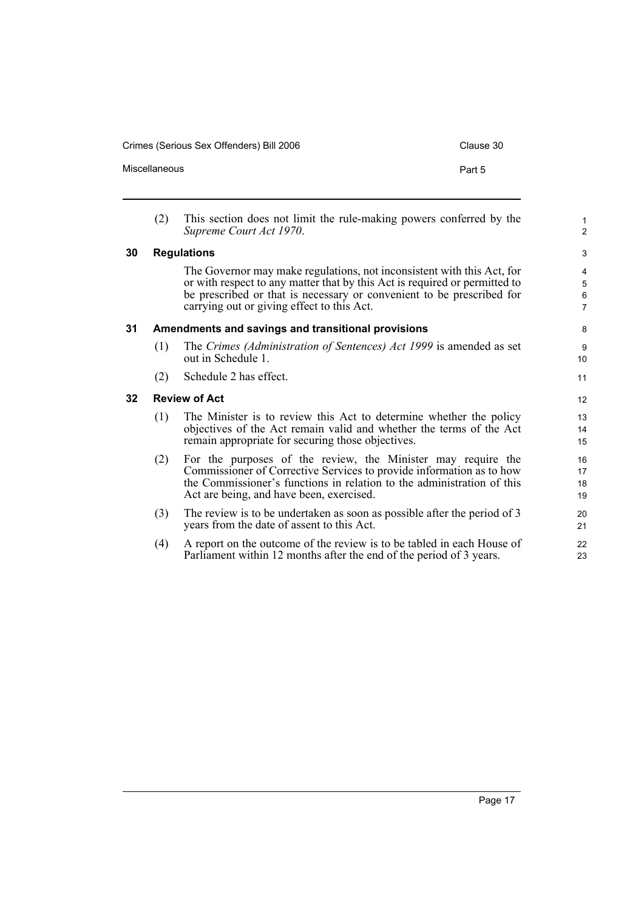(2) This section does not limit the rule-making powers conferred by the *Supreme Court Act 1970*.

### 30 Regulations

The Governor may make regulations, not inconsistent with this Act, for or with respect to any matter that by this Act is required or permitted to be prescribed or that is necessary or convenient to be prescribed for carrying out or giving effect to this Act.

### 31 Amendments and savings and transitional provisions

(1) The *Crimes (Administration of Sentences) Act 1999* is amended as set out in Schedule 1.

(2) Schedule 2 has effect.

### 32 Review of Act

(1) The Minister is to review this Act to determine whether the policy objectives of the Act remain valid and whether the terms of the Act remain appropriate for securing those objectives.

(2) For the purposes of the review, the Minister may require the Commissioner of Corrective Services to provide information as to how the Commissioner's functions in relation to the administration of this Act are being, and have been, exercised.

(3) The review is to be undertaken as soon as possible after the period of 3 years from the date of assent to this Act.

(4) A report on the outcome of the review is to be tabled in each House of Parliament within 12 months after the end of the period of 3 years.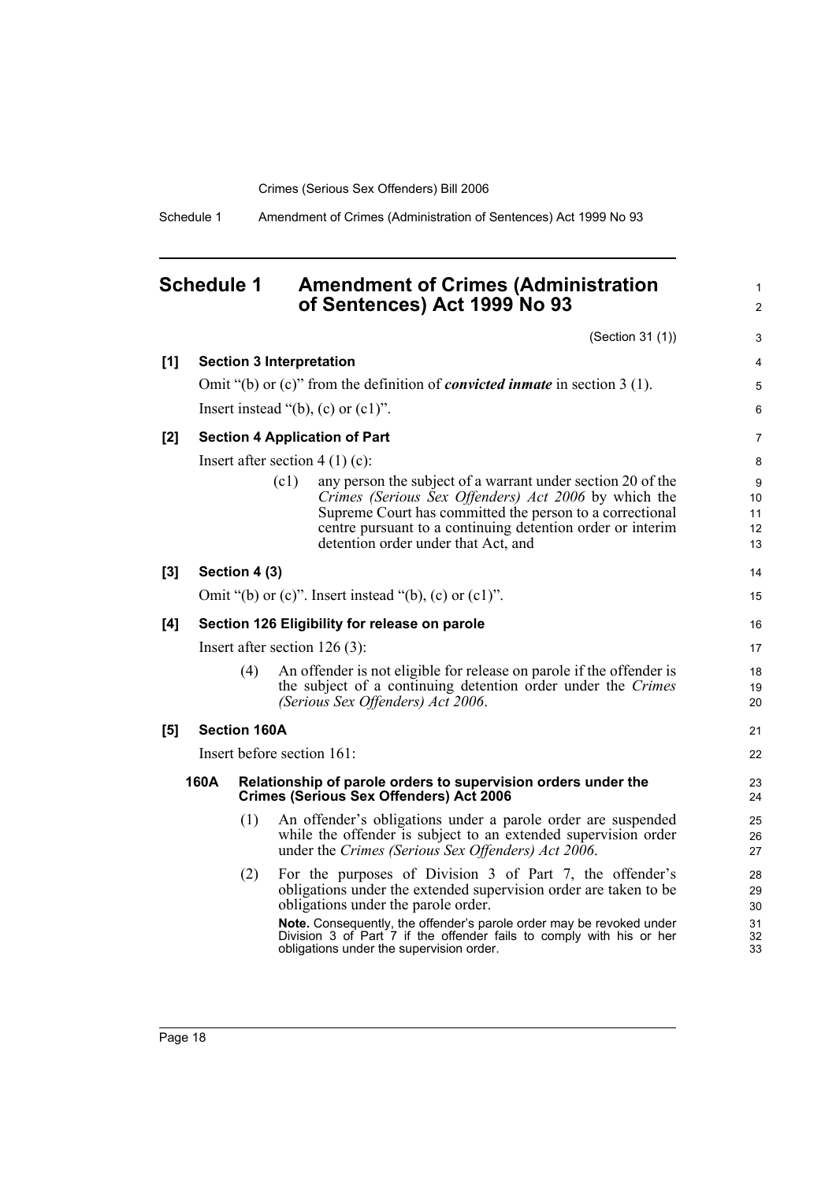# Schedule 1 Amendment of Crimes (Administration of Sentences) Act 1999 No 93

(Section 31 (1))

**[1] Section 3 Interpretation**

Omit "(b) or (c)" from the definition of ***convicted inmate*** in section 3 (1).

Insert instead "(b), (c) or (c1)".

**[2] Section 4 Application of Part**

Insert after section 4 (1) (c):

> (c1) any person the subject of a warrant under section 20 of the *Crimes (Serious Sex Offenders) Act 2006* by which the Supreme Court has committed the person to a correctional centre pursuant to a continuing detention order or interim detention order under that Act, and

**[3] Section 4 (3)**

Omit "(b) or (c)". Insert instead "(b), (c) or (c1)".

**[4] Section 126 Eligibility for release on parole**

Insert after section 126 (3):

> (4) An offender is not eligible for release on parole if the offender is the subject of a continuing detention order under the *Crimes (Serious Sex Offenders) Act 2006*.

**[5] Section 160A**

Insert before section 161:

> **160A Relationship of parole orders to supervision orders under the Crimes (Serious Sex Offenders) Act 2006**
>
> (1) An offender's obligations under a parole order are suspended while the offender is subject to an extended supervision order under the *Crimes (Serious Sex Offenders) Act 2006*.
>
> (2) For the purposes of Division 3 of Part 7, the offender's obligations under the extended supervision order are taken to be obligations under the parole order.
>
> **Note.** Consequently, the offender's parole order may be revoked under Division 3 of Part 7 if the offender fails to comply with his or her obligations under the supervision order.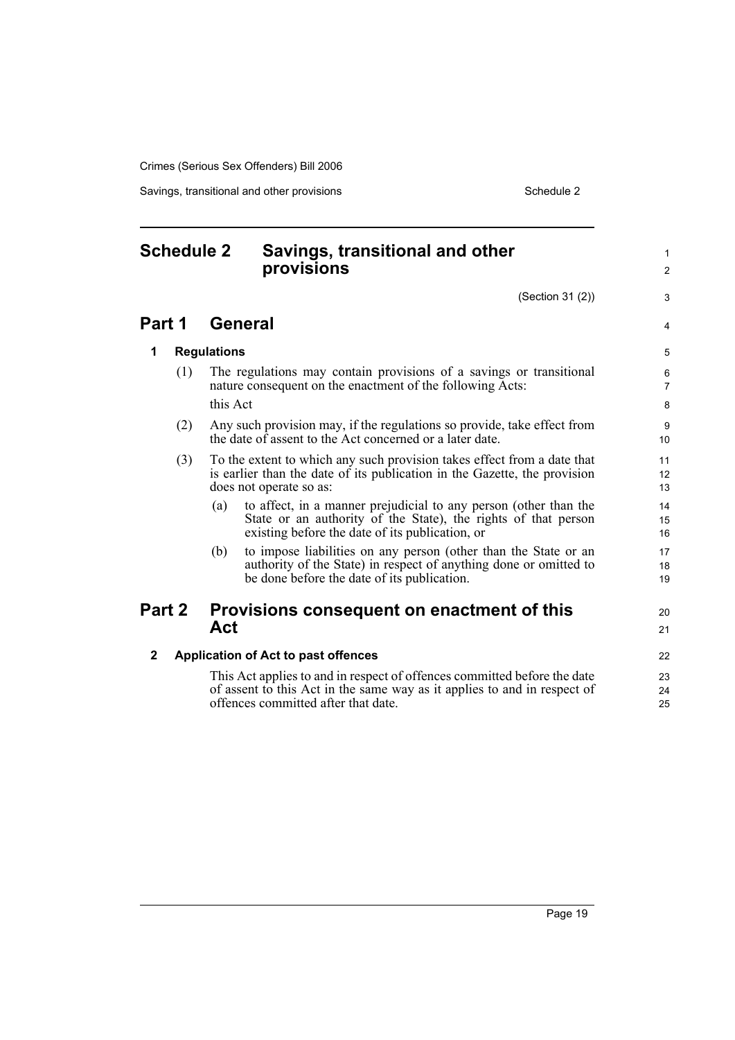# Schedule 2 Savings, transitional and other provisions

(Section 31 (2))

## Part 1 General

### 1 Regulations

(1) The regulations may contain provisions of a savings or transitional nature consequent on the enactment of the following Acts:

this Act

(2) Any such provision may, if the regulations so provide, take effect from the date of assent to the Act concerned or a later date.

(3) To the extent to which any such provision takes effect from a date that is earlier than the date of its publication in the Gazette, the provision does not operate so as:

(a) to affect, in a manner prejudicial to any person (other than the State or an authority of the State), the rights of that person existing before the date of its publication, or

(b) to impose liabilities on any person (other than the State or an authority of the State) in respect of anything done or omitted to be done before the date of its publication.

## Part 2 Provisions consequent on enactment of this Act

### 2 Application of Act to past offences

This Act applies to and in respect of offences committed before the date of assent to this Act in the same way as it applies to and in respect of offences committed after that date.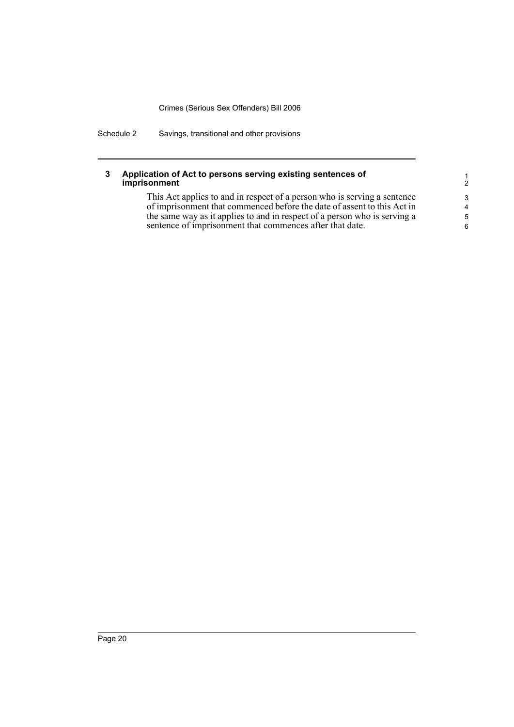### 3 Application of Act to persons serving existing sentences of imprisonment

This Act applies to and in respect of a person who is serving a sentence of imprisonment that commenced before the date of assent to this Act in the same way as it applies to and in respect of a person who is serving a sentence of imprisonment that commences after that date.